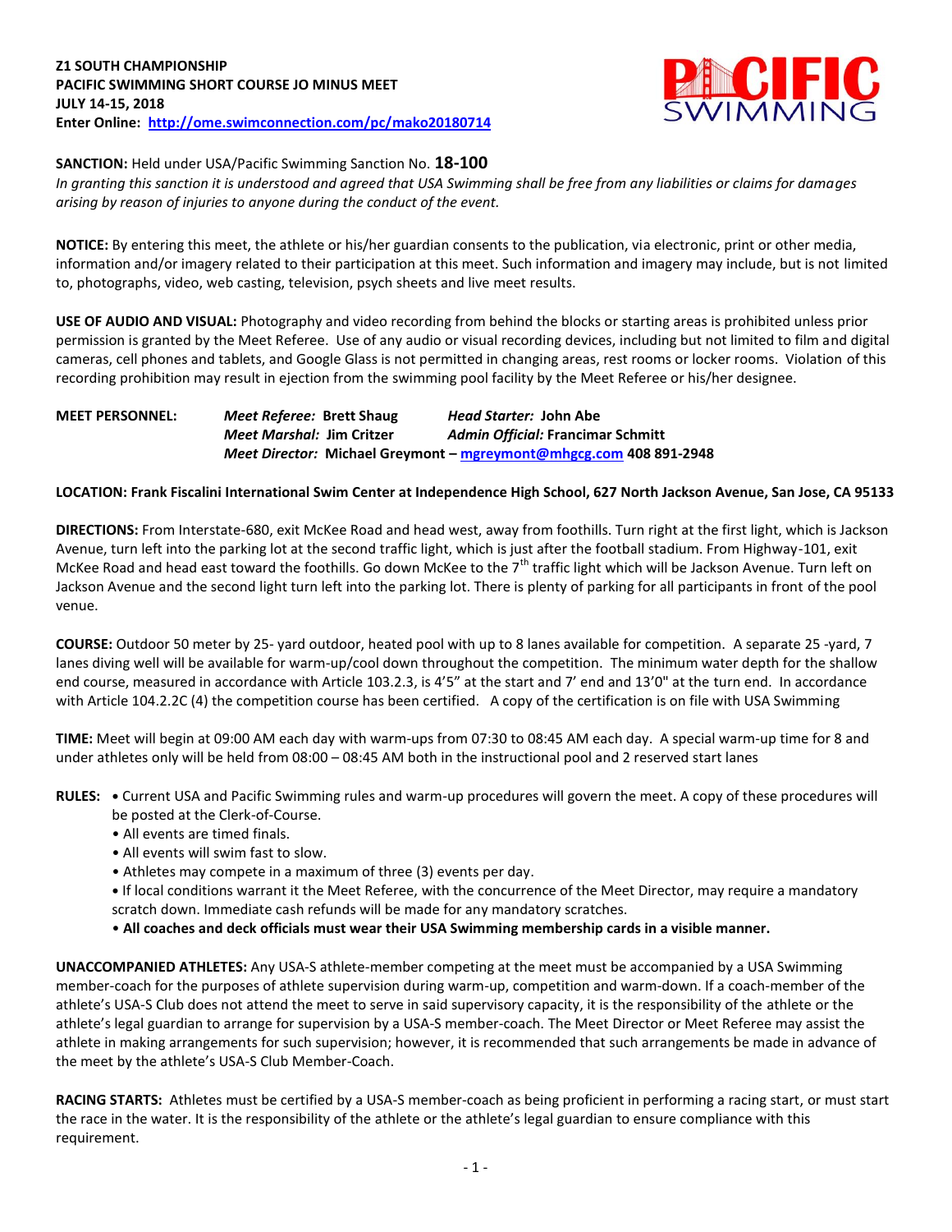**Z1 SOUTH CHAMPIONSHIP**
**PACIFIC SWIMMING SHORT COURSE JO MINUS MEET**
**JULY 14-15, 2018**
**Enter Online: [http://ome.swimconnection.com/pc/mako20180714](http://ome.swimconnection.com/pc/mako20180714)**

**SANCTION:** Held under USA/Pacific Swimming Sanction No. **18-100**
*In granting this sanction it is understood and agreed that USA Swimming shall be free from any liabilities or claims for damages arising by reason of injuries to anyone during the conduct of the event.*

**NOTICE:** By entering this meet, the athlete or his/her guardian consents to the publication, via electronic, print or other media, information and/or imagery related to their participation at this meet. Such information and imagery may include, but is not limited to, photographs, video, web casting, television, psych sheets and live meet results.

**USE OF AUDIO AND VISUAL:** Photography and video recording from behind the blocks or starting areas is prohibited unless prior permission is granted by the Meet Referee. Use of any audio or visual recording devices, including but not limited to film and digital cameras, cell phones and tablets, and Google Glass is not permitted in changing areas, rest rooms or locker rooms. Violation of this recording prohibition may result in ejection from the swimming pool facility by the Meet Referee or his/her designee.

**MEET PERSONNEL:** *Meet Referee:* **Brett Shaug** *Head Starter:* **John Abe**
*Meet Marshal:* **Jim Critzer** *Admin Official:* **Francimar Schmitt**
*Meet Director:* **Michael Greymont – [mgreymont@mhgcg.com](mailto:mgreymont@mhgcg.com) 408 891-2948**

**LOCATION: Frank Fiscalini International Swim Center at Independence High School, 627 North Jackson Avenue, San Jose, CA 95133**

**DIRECTIONS:** From Interstate-680, exit McKee Road and head west, away from foothills. Turn right at the first light, which is Jackson Avenue, turn left into the parking lot at the second traffic light, which is just after the football stadium. From Highway-101, exit McKee Road and head east toward the foothills. Go down McKee to the 7th traffic light which will be Jackson Avenue. Turn left on Jackson Avenue and the second light turn left into the parking lot. There is plenty of parking for all participants in front of the pool venue.

**COURSE:** Outdoor 50 meter by 25- yard outdoor, heated pool with up to 8 lanes available for competition. A separate 25 -yard, 7 lanes diving well will be available for warm-up/cool down throughout the competition. The minimum water depth for the shallow end course, measured in accordance with Article 103.2.3, is 4'5" at the start and 7' end and 13'0" at the turn end. In accordance with Article 104.2.2C (4) the competition course has been certified. A copy of the certification is on file with USA Swimming

**TIME:** Meet will begin at 09:00 AM each day with warm-ups from 07:30 to 08:45 AM each day. A special warm-up time for 8 and under athletes only will be held from 08:00 – 08:45 AM both in the instructional pool and 2 reserved start lanes

**RULES:**
- Current USA and Pacific Swimming rules and warm-up procedures will govern the meet. A copy of these procedures will be posted at the Clerk-of-Course.
- All events are timed finals.
- All events will swim fast to slow.
- Athletes may compete in a maximum of three (3) events per day.
- If local conditions warrant it the Meet Referee, with the concurrence of the Meet Director, may require a mandatory scratch down. Immediate cash refunds will be made for any mandatory scratches.
- **All coaches and deck officials must wear their USA Swimming membership cards in a visible manner.**

**UNACCOMPANIED ATHLETES:** Any USA-S athlete-member competing at the meet must be accompanied by a USA Swimming member-coach for the purposes of athlete supervision during warm-up, competition and warm-down. If a coach-member of the athlete's USA-S Club does not attend the meet to serve in said supervisory capacity, it is the responsibility of the athlete or the athlete's legal guardian to arrange for supervision by a USA-S member-coach. The Meet Director or Meet Referee may assist the athlete in making arrangements for such supervision; however, it is recommended that such arrangements be made in advance of the meet by the athlete's USA-S Club Member-Coach.

**RACING STARTS:** Athletes must be certified by a USA-S member-coach as being proficient in performing a racing start, or must start the race in the water. It is the responsibility of the athlete or the athlete's legal guardian to ensure compliance with this requirement.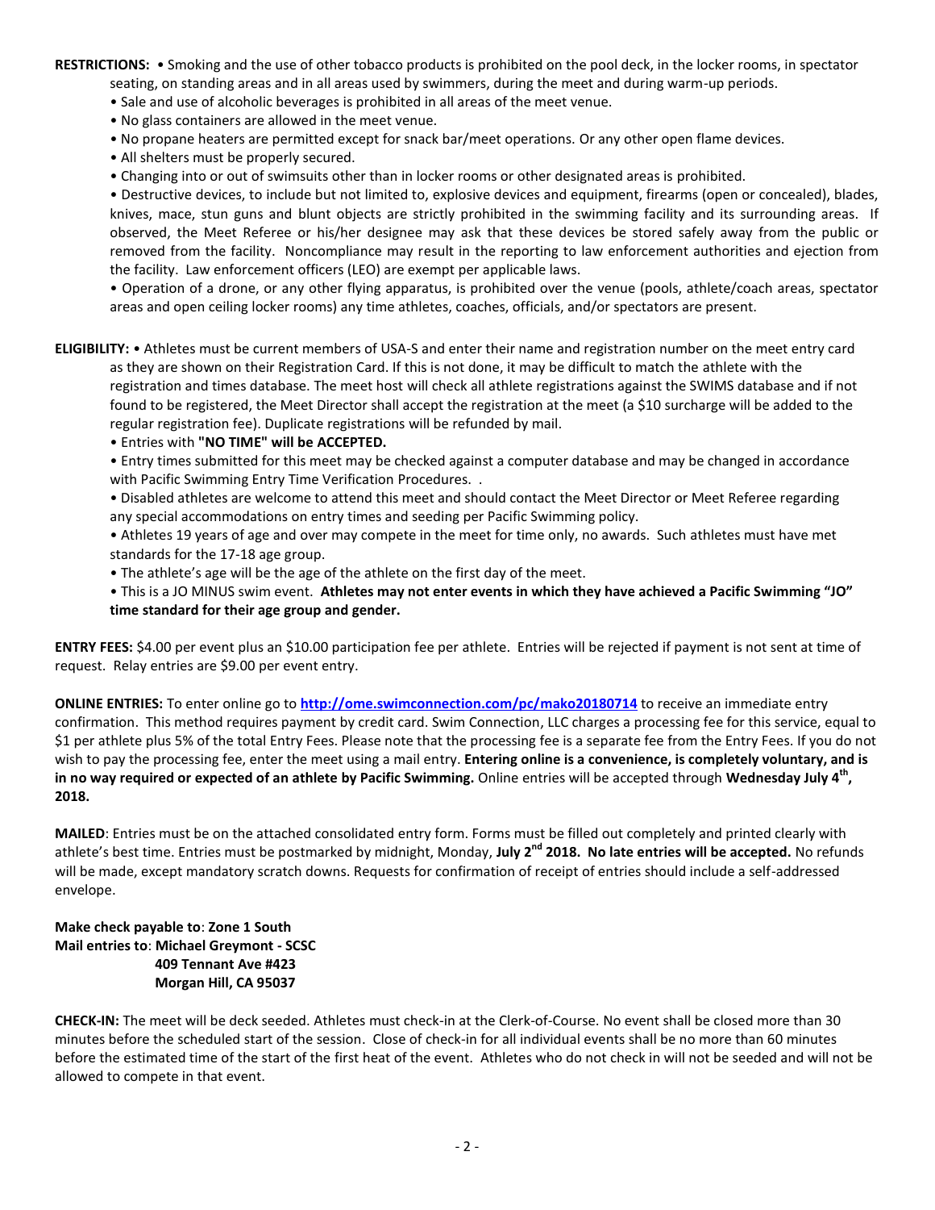**RESTRICTIONS:** • Smoking and the use of other tobacco products is prohibited on the pool deck, in the locker rooms, in spectator seating, on standing areas and in all areas used by swimmers, during the meet and during warm-up periods.

• Sale and use of alcoholic beverages is prohibited in all areas of the meet venue.

• No glass containers are allowed in the meet venue.

• No propane heaters are permitted except for snack bar/meet operations. Or any other open flame devices.

• All shelters must be properly secured.

• Changing into or out of swimsuits other than in locker rooms or other designated areas is prohibited.

• Destructive devices, to include but not limited to, explosive devices and equipment, firearms (open or concealed), blades, knives, mace, stun guns and blunt objects are strictly prohibited in the swimming facility and its surrounding areas. If observed, the Meet Referee or his/her designee may ask that these devices be stored safely away from the public or removed from the facility. Noncompliance may result in the reporting to law enforcement authorities and ejection from the facility. Law enforcement officers (LEO) are exempt per applicable laws.

• Operation of a drone, or any other flying apparatus, is prohibited over the venue (pools, athlete/coach areas, spectator areas and open ceiling locker rooms) any time athletes, coaches, officials, and/or spectators are present.

**ELIGIBILITY:** • Athletes must be current members of USA-S and enter their name and registration number on the meet entry card as they are shown on their Registration Card. If this is not done, it may be difficult to match the athlete with the registration and times database. The meet host will check all athlete registrations against the SWIMS database and if not found to be registered, the Meet Director shall accept the registration at the meet (a $10 surcharge will be added to the regular registration fee). Duplicate registrations will be refunded by mail.

• Entries with **"NO TIME" will be ACCEPTED.**

• Entry times submitted for this meet may be checked against a computer database and may be changed in accordance with Pacific Swimming Entry Time Verification Procedures. .

• Disabled athletes are welcome to attend this meet and should contact the Meet Director or Meet Referee regarding any special accommodations on entry times and seeding per Pacific Swimming policy.

• Athletes 19 years of age and over may compete in the meet for time only, no awards. Such athletes must have met standards for the 17-18 age group.

• The athlete's age will be the age of the athlete on the first day of the meet.

• This is a JO MINUS swim event. **Athletes may not enter events in which they have achieved a Pacific Swimming "JO" time standard for their age group and gender.**

**ENTRY FEES:** $4.00 per event plus an $10.00 participation fee per athlete. Entries will be rejected if payment is not sent at time of request. Relay entries are $9.00 per event entry.

**ONLINE ENTRIES:** To enter online go to **http://ome.swimconnection.com/pc/mako20180714** to receive an immediate entry confirmation. This method requires payment by credit card. Swim Connection, LLC charges a processing fee for this service, equal to $1 per athlete plus 5% of the total Entry Fees. Please note that the processing fee is a separate fee from the Entry Fees. If you do not wish to pay the processing fee, enter the meet using a mail entry. **Entering online is a convenience, is completely voluntary, and is in no way required or expected of an athlete by Pacific Swimming.** Online entries will be accepted through **Wednesday July 4th, 2018.**

**MAILED**: Entries must be on the attached consolidated entry form. Forms must be filled out completely and printed clearly with athlete's best time. Entries must be postmarked by midnight, Monday, **July 2nd 2018. No late entries will be accepted.** No refunds will be made, except mandatory scratch downs. Requests for confirmation of receipt of entries should include a self-addressed envelope.

**Make check payable to**: **Zone 1 South**
**Mail entries to**: **Michael Greymont - SCSC**
**409 Tennant Ave #423**
**Morgan Hill, CA 95037**

**CHECK-IN:** The meet will be deck seeded. Athletes must check-in at the Clerk-of-Course. No event shall be closed more than 30 minutes before the scheduled start of the session. Close of check-in for all individual events shall be no more than 60 minutes before the estimated time of the start of the first heat of the event. Athletes who do not check in will not be seeded and will not be allowed to compete in that event.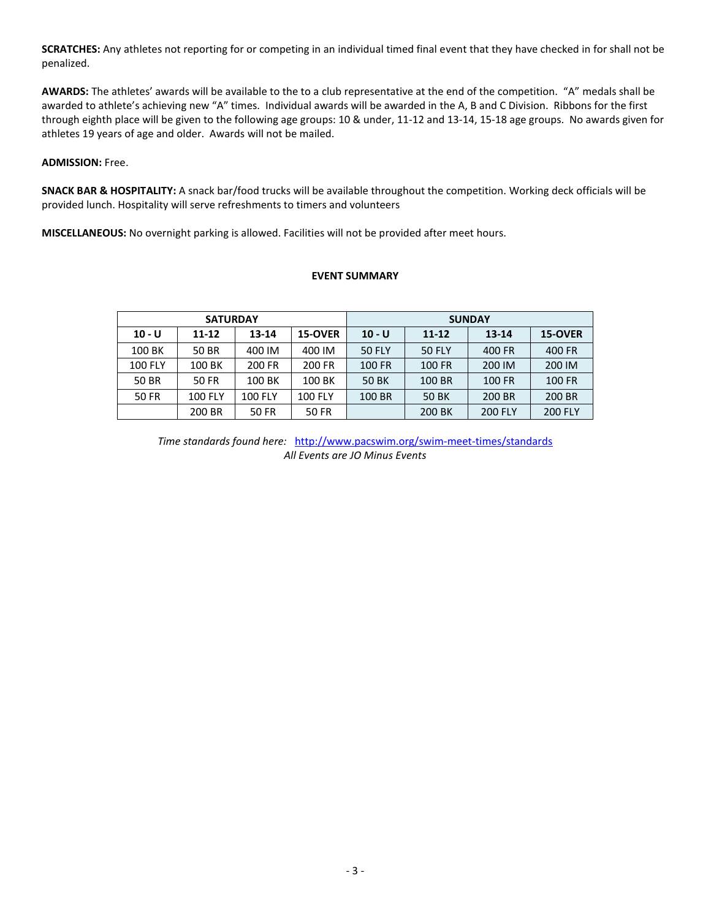**SCRATCHES:** Any athletes not reporting for or competing in an individual timed final event that they have checked in for shall not be penalized.

**AWARDS:** The athletes' awards will be available to the to a club representative at the end of the competition. "A" medals shall be awarded to athlete's achieving new "A" times. Individual awards will be awarded in the A, B and C Division. Ribbons for the first through eighth place will be given to the following age groups: 10 & under, 11-12 and 13-14, 15-18 age groups. No awards given for athletes 19 years of age and older. Awards will not be mailed.

**ADMISSION:** Free.

**SNACK BAR & HOSPITALITY:** A snack bar/food trucks will be available throughout the competition. Working deck officials will be provided lunch. Hospitality will serve refreshments to timers and volunteers

**MISCELLANEOUS:** No overnight parking is allowed. Facilities will not be provided after meet hours.

**EVENT SUMMARY**

| SATURDAY | | | | SUNDAY | | | |
|---|---|---|---|---|---|---|---|
| **10 - U** | **11-12** | **13-14** | **15-OVER** | **10 - U** | **11-12** | **13-14** | **15-OVER** |
| 100 BK | 50 BR | 400 IM | 400 IM | 50 FLY | 50 FLY | 400 FR | 400 FR |
| 100 FLY | 100 BK | 200 FR | 200 FR | 100 FR | 100 FR | 200 IM | 200 IM |
| 50 BR | 50 FR | 100 BK | 100 BK | 50 BK | 100 BR | 100 FR | 100 FR |
| 50 FR | 100 FLY | 100 FLY | 100 FLY | 100 BR | 50 BK | 200 BR | 200 BR |
| | 200 BR | 50 FR | 50 FR | | 200 BK | 200 FLY | 200 FLY |

*Time standards found here:* http://www.pacswim.org/swim-meet-times/standards
*All Events are JO Minus Events*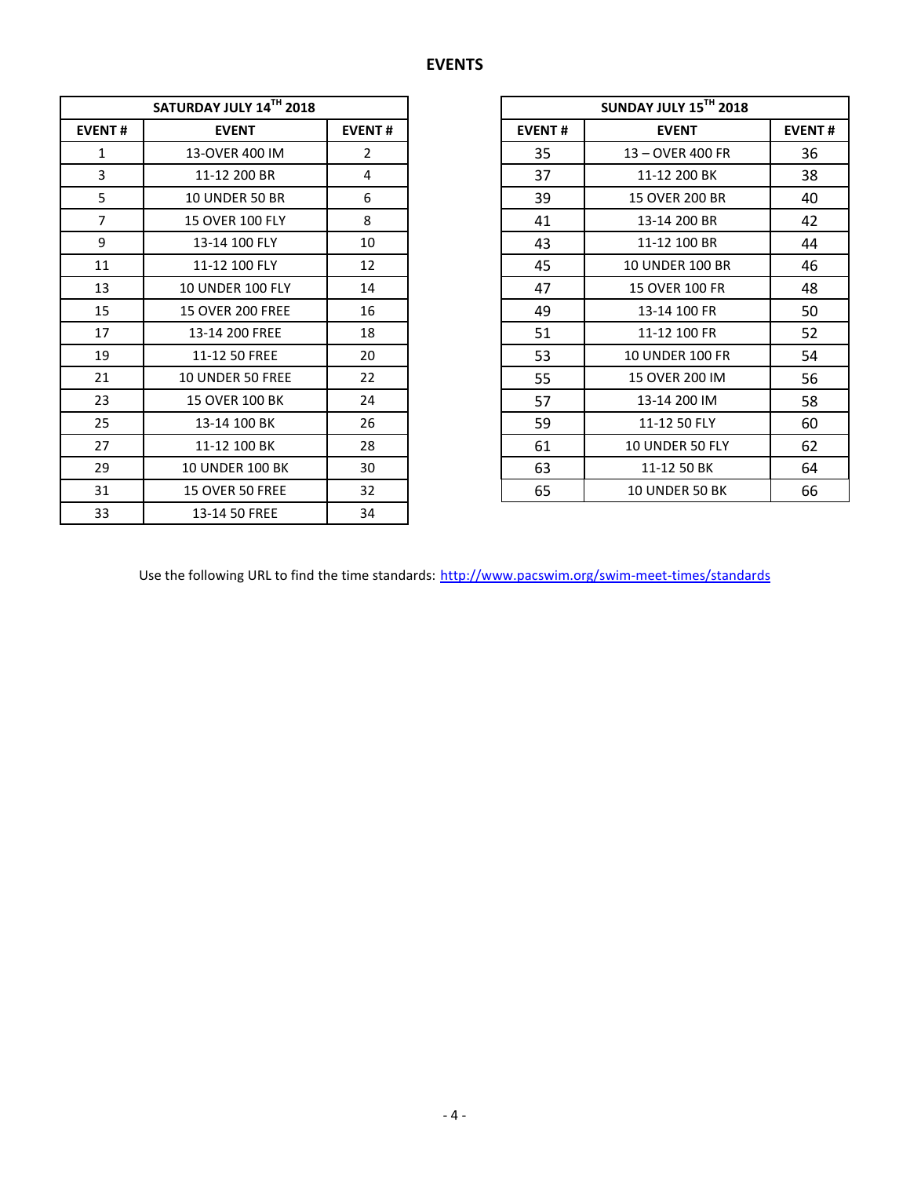## EVENTS

| SATURDAY JULY 14TH 2018 | | |
|---|---|---|
| **EVENT #** | **EVENT** | **EVENT #** |
| 1 | 13-OVER 400 IM | 2 |
| 3 | 11-12 200 BR | 4 |
| 5 | 10 UNDER 50 BR | 6 |
| 7 | 15 OVER 100 FLY | 8 |
| 9 | 13-14 100 FLY | 10 |
| 11 | 11-12 100 FLY | 12 |
| 13 | 10 UNDER 100 FLY | 14 |
| 15 | 15 OVER 200 FREE | 16 |
| 17 | 13-14 200 FREE | 18 |
| 19 | 11-12 50 FREE | 20 |
| 21 | 10 UNDER 50 FREE | 22 |
| 23 | 15 OVER 100 BK | 24 |
| 25 | 13-14 100 BK | 26 |
| 27 | 11-12 100 BK | 28 |
| 29 | 10 UNDER 100 BK | 30 |
| 31 | 15 OVER 50 FREE | 32 |
| 33 | 13-14 50 FREE | 34 |

| SUNDAY JULY 15TH 2018 | | |
|---|---|---|
| **EVENT #** | **EVENT** | **EVENT #** |
| 35 | 13 – OVER 400 FR | 36 |
| 37 | 11-12 200 BK | 38 |
| 39 | 15 OVER 200 BR | 40 |
| 41 | 13-14 200 BR | 42 |
| 43 | 11-12 100 BR | 44 |
| 45 | 10 UNDER 100 BR | 46 |
| 47 | 15 OVER 100 FR | 48 |
| 49 | 13-14 100 FR | 50 |
| 51 | 11-12 100 FR | 52 |
| 53 | 10 UNDER 100 FR | 54 |
| 55 | 15 OVER 200 IM | 56 |
| 57 | 13-14 200 IM | 58 |
| 59 | 11-12 50 FLY | 60 |
| 61 | 10 UNDER 50 FLY | 62 |
| 63 | 11-12 50 BK | 64 |
| 65 | 10 UNDER 50 BK | 66 |

Use the following URL to find the time standards: [http://www.pacswim.org/swim-meet-times/standards](http://www.pacswim.org/swim-meet-times/standards)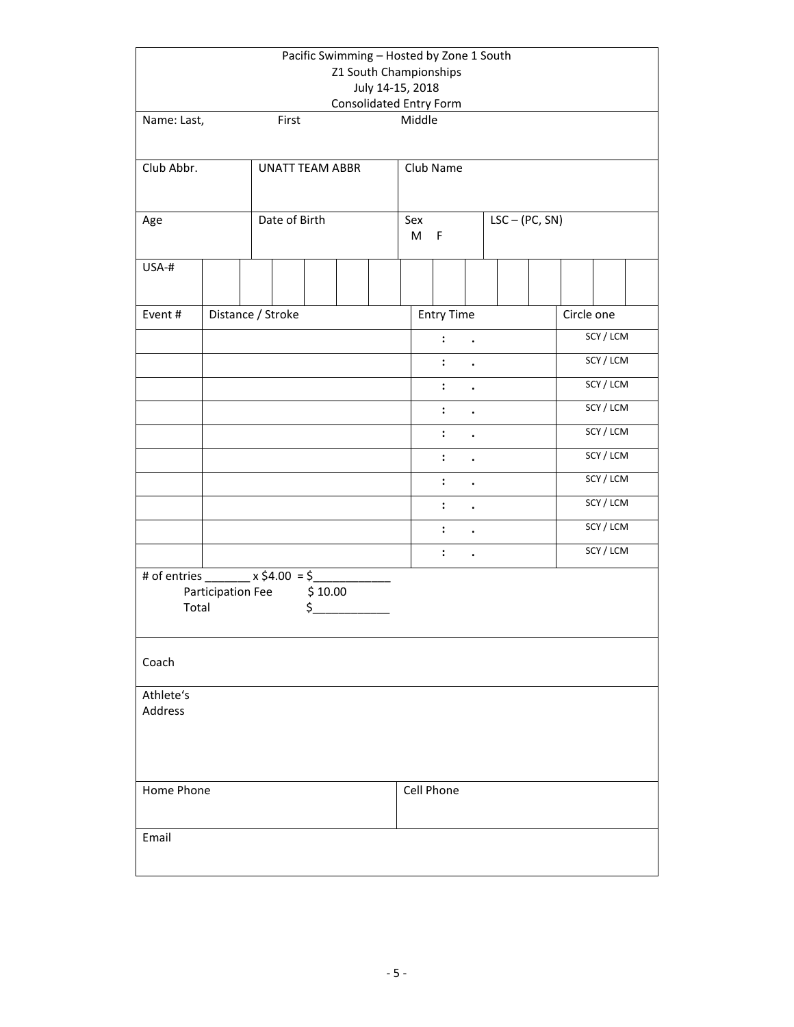Pacific Swimming – Hosted by Zone 1 South
Z1 South Championships
July 14-15, 2018
Consolidated Entry Form

| Name: Last, | First | Middle |
|---|---|---|
| | | |

| Club Abbr. | UNATT TEAM ABBR | Club Name |
|---|---|---|
| | | |

| Age | Date of Birth | Sex M F | LSC – (PC, SN) |
|---|---|---|---|
| | | | |

| USA-# | | | | | | | | | | | | | | |
|---|---|---|---|---|---|---|---|---|---|---|---|---|---|---|
| | | | | | | | | | | | | | | |

| Event # | Distance / Stroke | Entry Time | Circle one |
|---|---|---|---|
| | | : . | SCY / LCM |
| | | : . | SCY / LCM |
| | | : . | SCY / LCM |
| | | : . | SCY / LCM |
| | | : . | SCY / LCM |
| | | : . | SCY / LCM |
| | | : . | SCY / LCM |
| | | : . | SCY / LCM |
| | | : . | SCY / LCM |
| | | : . | SCY / LCM |

# of entries _______ x $4.00 = $____________
Participation Fee $ 10.00
Total $____________

Coach

Athlete's Address

| Home Phone | Cell Phone |
|---|---|
| | |

Email